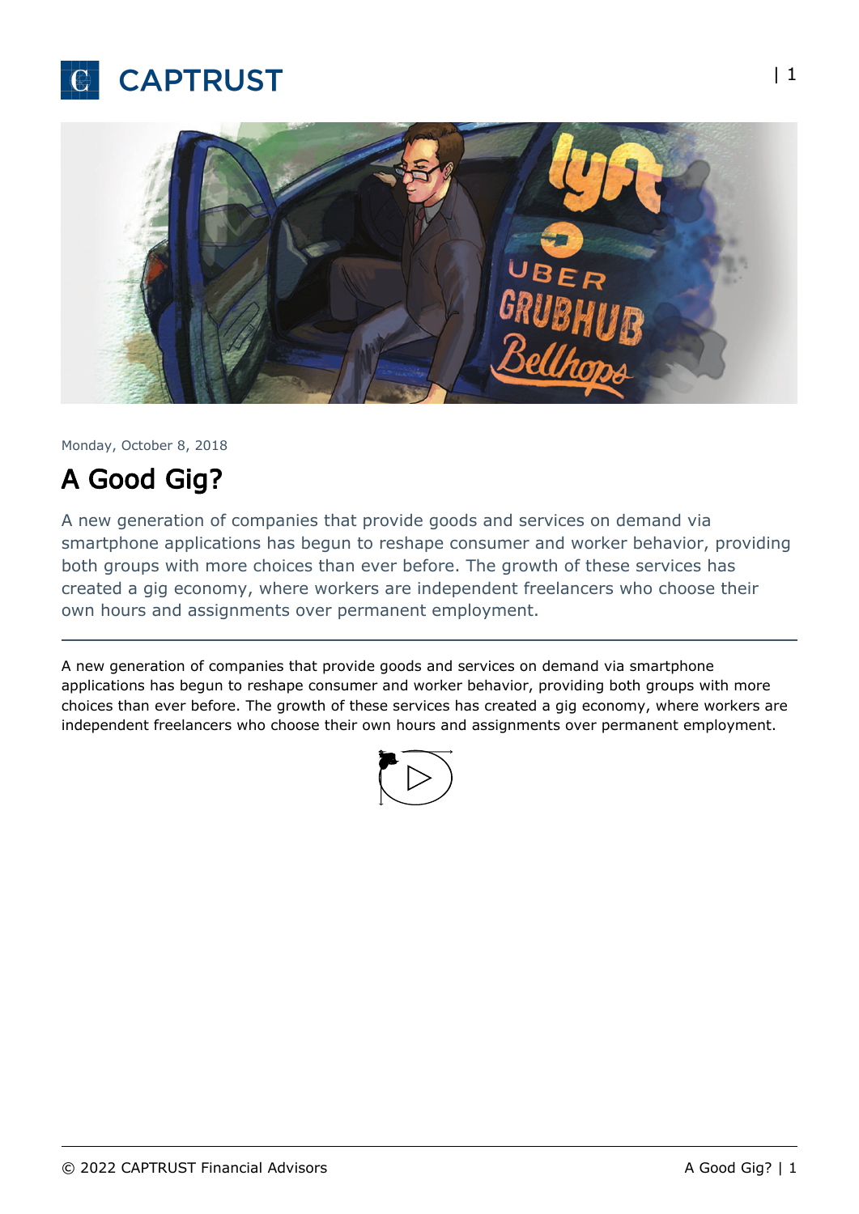Monday, October 8, 2018

# A Good Gig?

A new generation of companies that provide goods and services on demand via smartphone applications has begun to reshape consumer and worker behavior, providing both groups with more choices than ever before. The growth of these services has created a gig economy, where workers are independent freelancers who choose their own hours and assignments over permanent employment.

---

A new generation of companies that provide goods and services on demand via smartphone applications has begun to reshape consumer and worker behavior, providing both groups with more choices than ever before. The growth of these services has created a gig economy, where workers are independent freelancers who choose their own hours and assignments over permanent employment.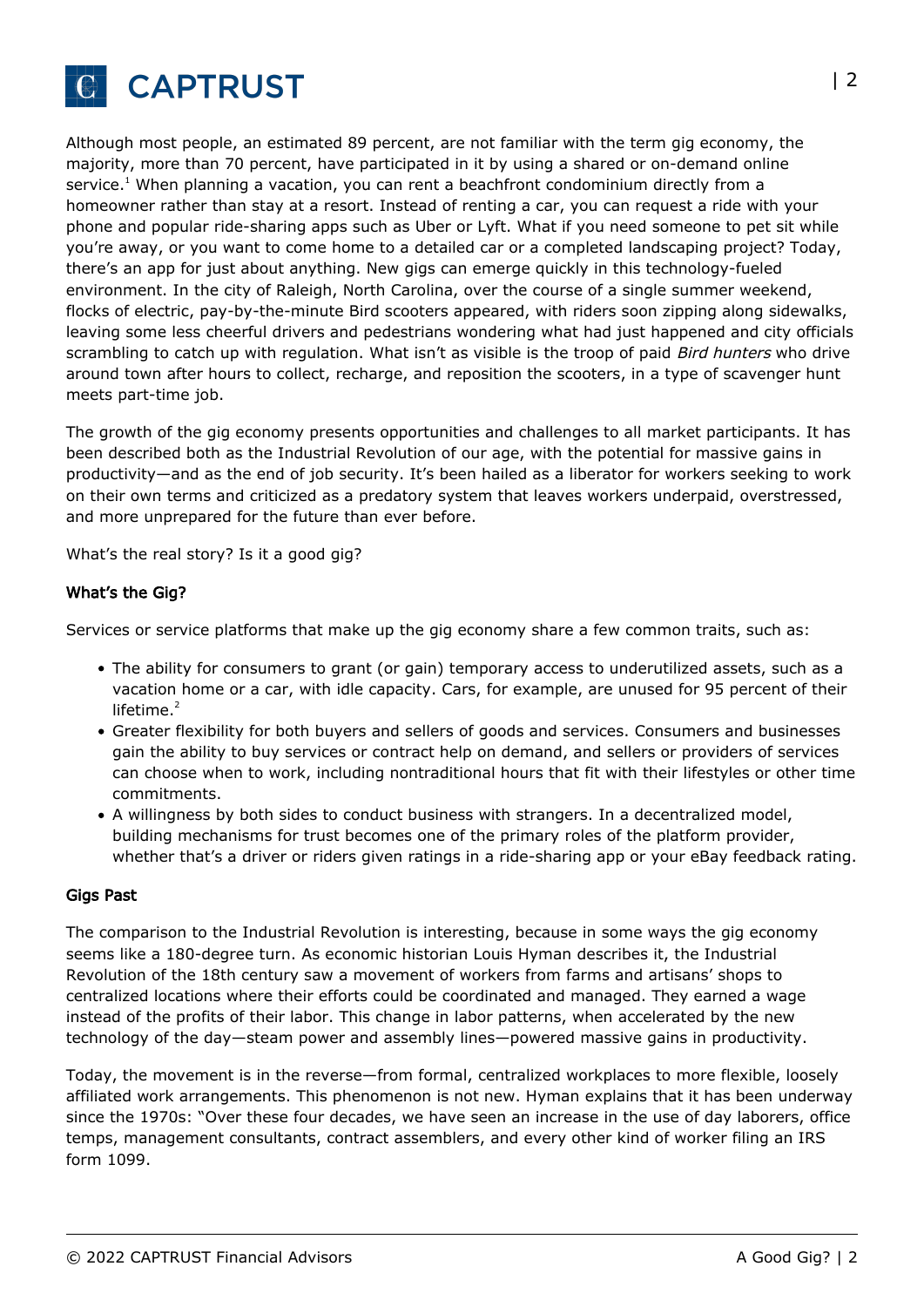Although most people, an estimated 89 percent, are not familiar with the term gig economy, the majority, more than 70 percent, have participated in it by using a shared or on-demand online service.[1] When planning a vacation, you can rent a beachfront condominium directly from a homeowner rather than stay at a resort. Instead of renting a car, you can request a ride with your phone and popular ride-sharing apps such as Uber or Lyft. What if you need someone to pet sit while you're away, or you want to come home to a detailed car or a completed landscaping project? Today, there's an app for just about anything. New gigs can emerge quickly in this technology-fueled environment. In the city of Raleigh, North Carolina, over the course of a single summer weekend, flocks of electric, pay-by-the-minute Bird scooters appeared, with riders soon zipping along sidewalks, leaving some less cheerful drivers and pedestrians wondering what had just happened and city officials scrambling to catch up with regulation. What isn't as visible is the troop of paid *Bird hunters* who drive around town after hours to collect, recharge, and reposition the scooters, in a type of scavenger hunt meets part-time job.

The growth of the gig economy presents opportunities and challenges to all market participants. It has been described both as the Industrial Revolution of our age, with the potential for massive gains in productivity—and as the end of job security. It's been hailed as a liberator for workers seeking to work on their own terms and criticized as a predatory system that leaves workers underpaid, overstressed, and more unprepared for the future than ever before.

What's the real story? Is it a good gig?

### What's the Gig?

Services or service platforms that make up the gig economy share a few common traits, such as:

- The ability for consumers to grant (or gain) temporary access to underutilized assets, such as a vacation home or a car, with idle capacity. Cars, for example, are unused for 95 percent of their lifetime.[2]
- Greater flexibility for both buyers and sellers of goods and services. Consumers and businesses gain the ability to buy services or contract help on demand, and sellers or providers of services can choose when to work, including nontraditional hours that fit with their lifestyles or other time commitments.
- A willingness by both sides to conduct business with strangers. In a decentralized model, building mechanisms for trust becomes one of the primary roles of the platform provider, whether that's a driver or riders given ratings in a ride-sharing app or your eBay feedback rating.

### Gigs Past

The comparison to the Industrial Revolution is interesting, because in some ways the gig economy seems like a 180-degree turn. As economic historian Louis Hyman describes it, the Industrial Revolution of the 18th century saw a movement of workers from farms and artisans' shops to centralized locations where their efforts could be coordinated and managed. They earned a wage instead of the profits of their labor. This change in labor patterns, when accelerated by the new technology of the day—steam power and assembly lines—powered massive gains in productivity.

Today, the movement is in the reverse—from formal, centralized workplaces to more flexible, loosely affiliated work arrangements. This phenomenon is not new. Hyman explains that it has been underway since the 1970s: "Over these four decades, we have seen an increase in the use of day laborers, office temps, management consultants, contract assemblers, and every other kind of worker filing an IRS form 1099.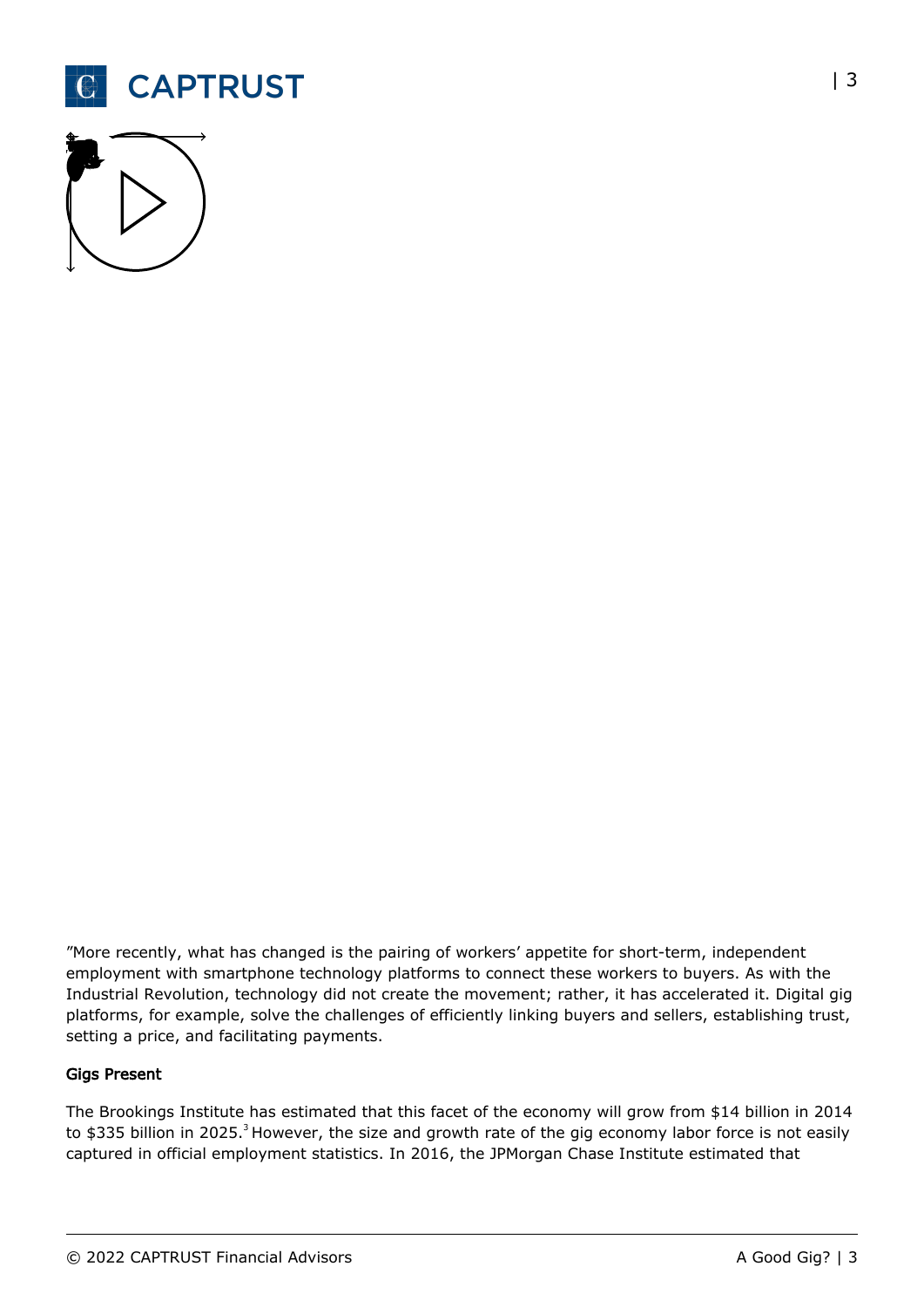"More recently, what has changed is the pairing of workers' appetite for short-term, independent employment with smartphone technology platforms to connect these workers to buyers. As with the Industrial Revolution, technology did not create the movement; rather, it has accelerated it. Digital gig platforms, for example, solve the challenges of efficiently linking buyers and sellers, establishing trust, setting a price, and facilitating payments.

## Gigs Present

The Brookings Institute has estimated that this facet of the economy will grow from $14 billion in 2014 to $335 billion in 2025.[3] However, the size and growth rate of the gig economy labor force is not easily captured in official employment statistics. In 2016, the JPMorgan Chase Institute estimated that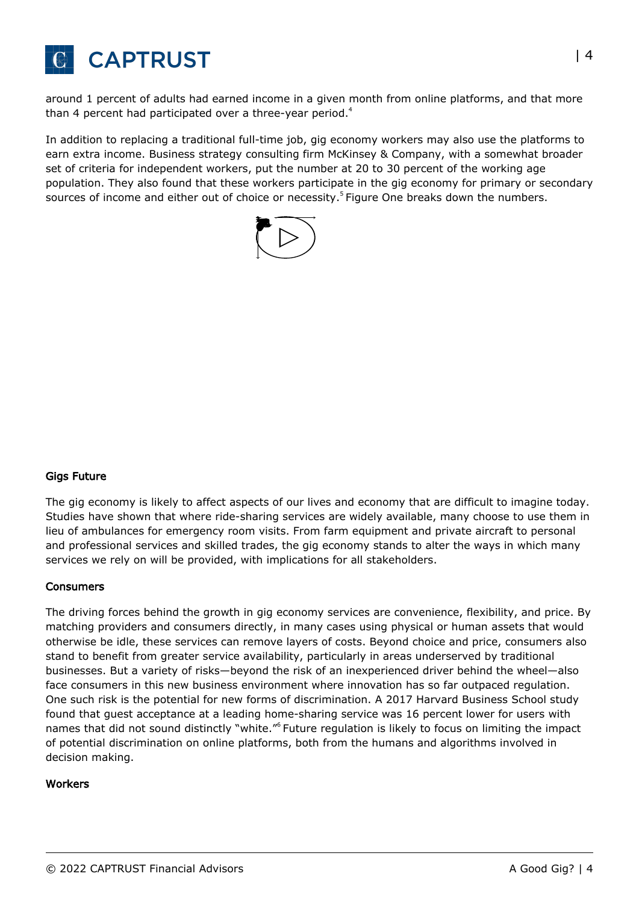around 1 percent of adults had earned income in a given month from online platforms, and that more than 4 percent had participated over a three-year period.[4]

In addition to replacing a traditional full-time job, gig economy workers may also use the platforms to earn extra income. Business strategy consulting firm McKinsey & Company, with a somewhat broader set of criteria for independent workers, put the number at 20 to 30 percent of the working age population. They also found that these workers participate in the gig economy for primary or secondary sources of income and either out of choice or necessity.[5] Figure One breaks down the numbers.

**Gigs Future**

The gig economy is likely to affect aspects of our lives and economy that are difficult to imagine today. Studies have shown that where ride-sharing services are widely available, many choose to use them in lieu of ambulances for emergency room visits. From farm equipment and private aircraft to personal and professional services and skilled trades, the gig economy stands to alter the ways in which many services we rely on will be provided, with implications for all stakeholders.

**Consumers**

The driving forces behind the growth in gig economy services are convenience, flexibility, and price. By matching providers and consumers directly, in many cases using physical or human assets that would otherwise be idle, these services can remove layers of costs. Beyond choice and price, consumers also stand to benefit from greater service availability, particularly in areas underserved by traditional businesses. But a variety of risks—beyond the risk of an inexperienced driver behind the wheel—also face consumers in this new business environment where innovation has so far outpaced regulation. One such risk is the potential for new forms of discrimination. A 2017 Harvard Business School study found that guest acceptance at a leading home-sharing service was 16 percent lower for users with names that did not sound distinctly "white."[6] Future regulation is likely to focus on limiting the impact of potential discrimination on online platforms, both from the humans and algorithms involved in decision making.

**Workers**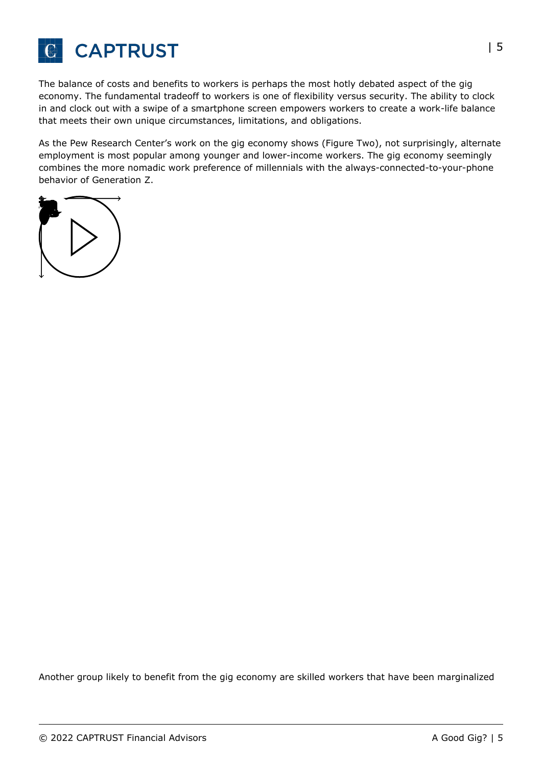The balance of costs and benefits to workers is perhaps the most hotly debated aspect of the gig economy. The fundamental tradeoff to workers is one of flexibility versus security. The ability to clock in and clock out with a swipe of a smartphone screen empowers workers to create a work-life balance that meets their own unique circumstances, limitations, and obligations.

As the Pew Research Center's work on the gig economy shows (Figure Two), not surprisingly, alternate employment is most popular among younger and lower-income workers. The gig economy seemingly combines the more nomadic work preference of millennials with the always-connected-to-your-phone behavior of Generation Z.

Another group likely to benefit from the gig economy are skilled workers that have been marginalized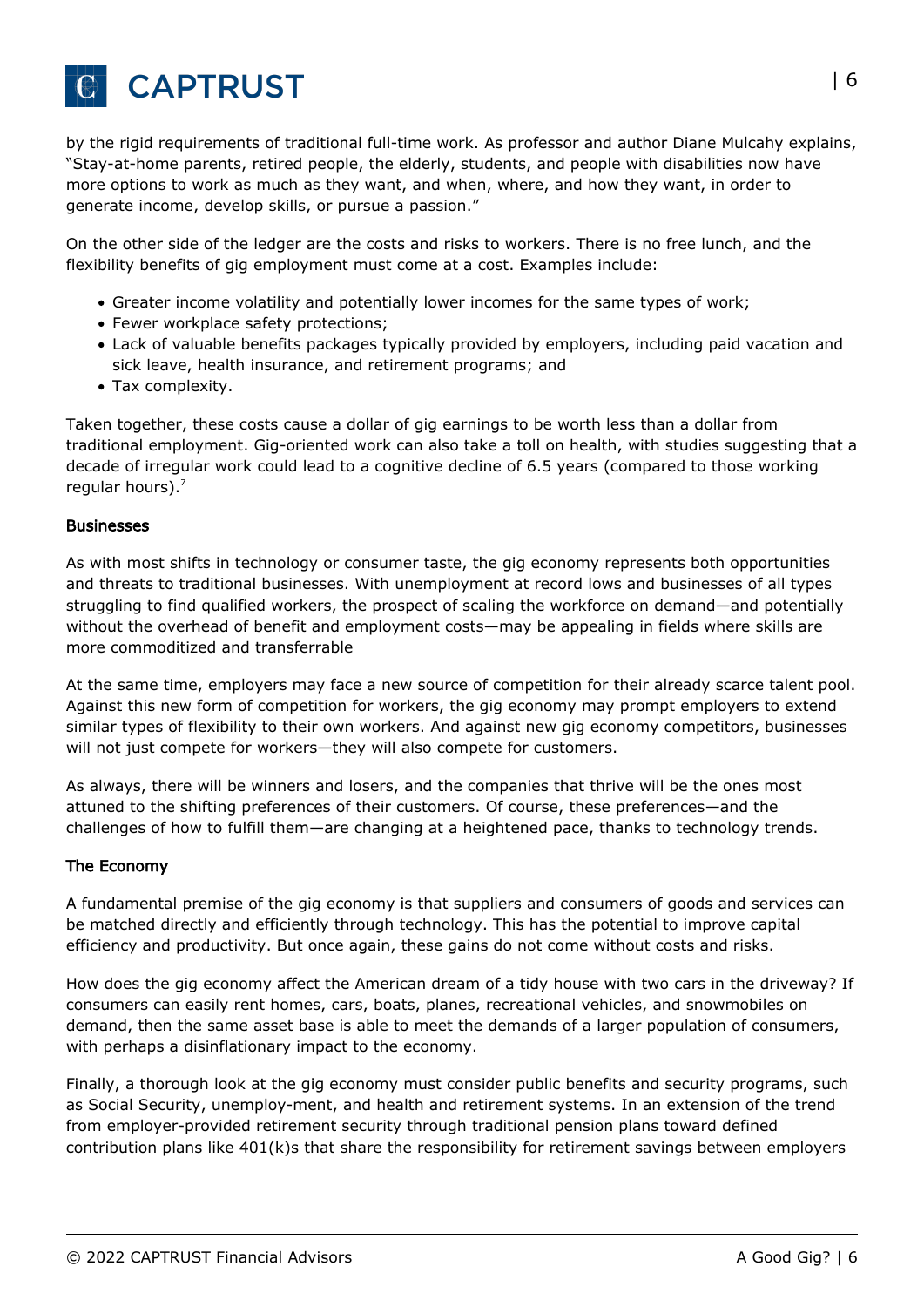by the rigid requirements of traditional full-time work. As professor and author Diane Mulcahy explains, "Stay-at-home parents, retired people, the elderly, students, and people with disabilities now have more options to work as much as they want, and when, where, and how they want, in order to generate income, develop skills, or pursue a passion."

On the other side of the ledger are the costs and risks to workers. There is no free lunch, and the flexibility benefits of gig employment must come at a cost. Examples include:

- Greater income volatility and potentially lower incomes for the same types of work;
- Fewer workplace safety protections;
- Lack of valuable benefits packages typically provided by employers, including paid vacation and sick leave, health insurance, and retirement programs; and
- Tax complexity.

Taken together, these costs cause a dollar of gig earnings to be worth less than a dollar from traditional employment. Gig-oriented work can also take a toll on health, with studies suggesting that a decade of irregular work could lead to a cognitive decline of 6.5 years (compared to those working regular hours).[7]

### Businesses

As with most shifts in technology or consumer taste, the gig economy represents both opportunities and threats to traditional businesses. With unemployment at record lows and businesses of all types struggling to find qualified workers, the prospect of scaling the workforce on demand—and potentially without the overhead of benefit and employment costs—may be appealing in fields where skills are more commoditized and transferrable

At the same time, employers may face a new source of competition for their already scarce talent pool. Against this new form of competition for workers, the gig economy may prompt employers to extend similar types of flexibility to their own workers. And against new gig economy competitors, businesses will not just compete for workers—they will also compete for customers.

As always, there will be winners and losers, and the companies that thrive will be the ones most attuned to the shifting preferences of their customers. Of course, these preferences—and the challenges of how to fulfill them—are changing at a heightened pace, thanks to technology trends.

### The Economy

A fundamental premise of the gig economy is that suppliers and consumers of goods and services can be matched directly and efficiently through technology. This has the potential to improve capital efficiency and productivity. But once again, these gains do not come without costs and risks.

How does the gig economy affect the American dream of a tidy house with two cars in the driveway? If consumers can easily rent homes, cars, boats, planes, recreational vehicles, and snowmobiles on demand, then the same asset base is able to meet the demands of a larger population of consumers, with perhaps a disinflationary impact to the economy.

Finally, a thorough look at the gig economy must consider public benefits and security programs, such as Social Security, unemploy-ment, and health and retirement systems. In an extension of the trend from employer-provided retirement security through traditional pension plans toward defined contribution plans like 401(k)s that share the responsibility for retirement savings between employers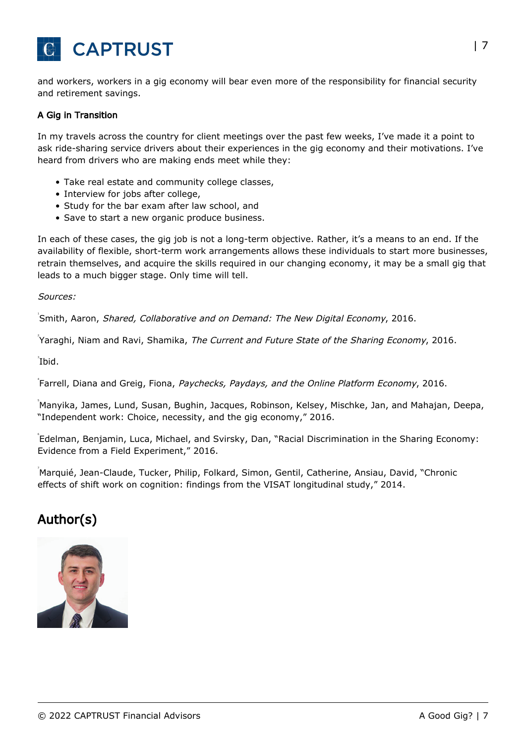and workers, workers in a gig economy will bear even more of the responsibility for financial security and retirement savings.

### A Gig in Transition

In my travels across the country for client meetings over the past few weeks, I've made it a point to ask ride-sharing service drivers about their experiences in the gig economy and their motivations. I've heard from drivers who are making ends meet while they:

- Take real estate and community college classes,
- Interview for jobs after college,
- Study for the bar exam after law school, and
- Save to start a new organic produce business.

In each of these cases, the gig job is not a long-term objective. Rather, it's a means to an end. If the availability of flexible, short-term work arrangements allows these individuals to start more businesses, retrain themselves, and acquire the skills required in our changing economy, it may be a small gig that leads to a much bigger stage. Only time will tell.

*Sources:*

[1] Smith, Aaron, *Shared, Collaborative and on Demand: The New Digital Economy*, 2016.

[2] Yaraghi, Niam and Ravi, Shamika, *The Current and Future State of the Sharing Economy*, 2016.

[3] Ibid.

[4] Farrell, Diana and Greig, Fiona, *Paychecks, Paydays, and the Online Platform Economy*, 2016.

[5] Manyika, James, Lund, Susan, Bughin, Jacques, Robinson, Kelsey, Mischke, Jan, and Mahajan, Deepa, "Independent work: Choice, necessity, and the gig economy," 2016.

[6] Edelman, Benjamin, Luca, Michael, and Svirsky, Dan, "Racial Discrimination in the Sharing Economy: Evidence from a Field Experiment," 2016.

[7] Marquié, Jean-Claude, Tucker, Philip, Folkard, Simon, Gentil, Catherine, Ansiau, David, "Chronic effects of shift work on cognition: findings from the VISAT longitudinal study," 2014.

## Author(s)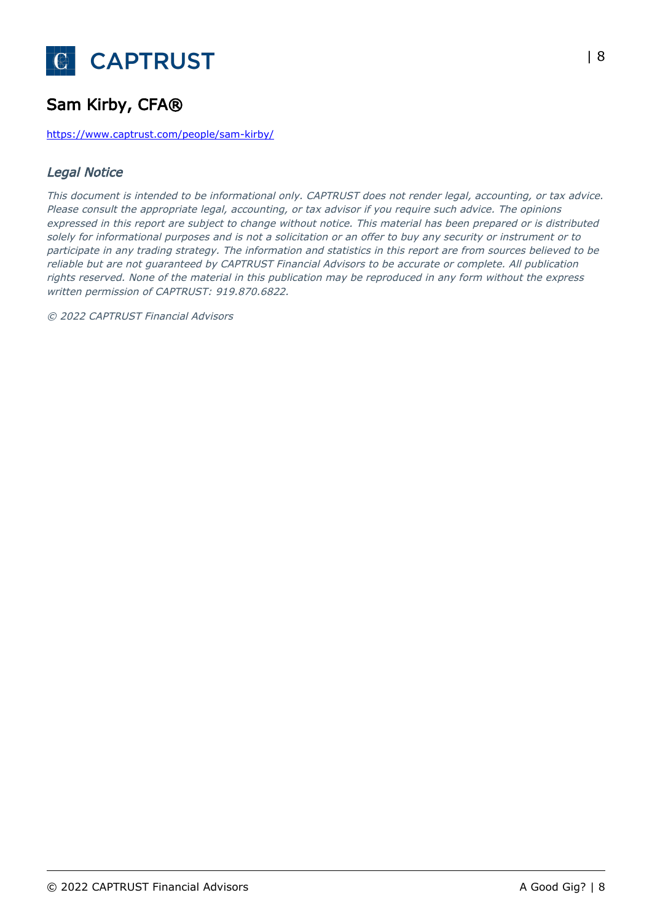## Sam Kirby, CFA®

https://www.captrust.com/people/sam-kirby/

### *Legal Notice*

*This document is intended to be informational only. CAPTRUST does not render legal, accounting, or tax advice. Please consult the appropriate legal, accounting, or tax advisor if you require such advice. The opinions expressed in this report are subject to change without notice. This material has been prepared or is distributed solely for informational purposes and is not a solicitation or an offer to buy any security or instrument or to participate in any trading strategy. The information and statistics in this report are from sources believed to be reliable but are not guaranteed by CAPTRUST Financial Advisors to be accurate or complete. All publication rights reserved. None of the material in this publication may be reproduced in any form without the express written permission of CAPTRUST: 919.870.6822.*

*© 2022 CAPTRUST Financial Advisors*